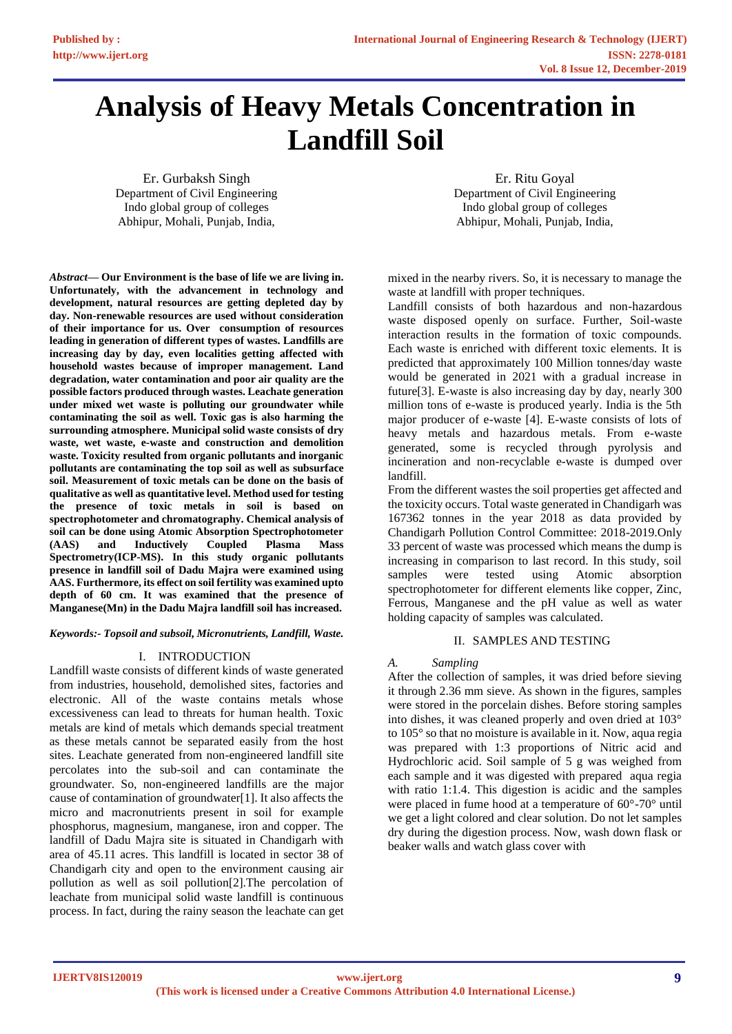# Analysis of Heavy Metals Concentration in Landfill Soil

Er. Gurbaksh Singh
Department of Civil Engineering
Indo global group of colleges
Abhipur, Mohali, Punjab, India,

Er. Ritu Goyal
Department of Civil Engineering
Indo global group of colleges
Abhipur, Mohali, Punjab, India,

***Abstract*— Our Environment is the base of life we are living in. Unfortunately, with the advancement in technology and development, natural resources are getting depleted day by day. Non-renewable resources are used without consideration of their importance for us. Over consumption of resources leading in generation of different types of wastes. Landfills are increasing day by day, even localities getting affected with household wastes because of improper management. Land degradation, water contamination and poor air quality are the possible factors produced through wastes. Leachate generation under mixed wet waste is polluting our groundwater while contaminating the soil as well. Toxic gas is also harming the surrounding atmosphere. Municipal solid waste consists of dry waste, wet waste, e-waste and construction and demolition waste. Toxicity resulted from organic pollutants and inorganic pollutants are contaminating the top soil as well as subsurface soil. Measurement of toxic metals can be done on the basis of qualitative as well as quantitative level. Method used for testing the presence of toxic metals in soil is based on spectrophotometer and chromatography. Chemical analysis of soil can be done using Atomic Absorption Spectrophotometer (AAS) and Inductively Coupled Plasma Mass Spectrometry(ICP-MS). In this study organic pollutants presence in landfill soil of Dadu Majra were examined using AAS. Furthermore, its effect on soil fertility was examined upto depth of 60 cm. It was examined that the presence of Manganese(Mn) in the Dadu Majra landfill soil has increased.**

***Keywords:- Topsoil and subsoil, Micronutrients, Landfill, Waste.***

## I. INTRODUCTION

Landfill waste consists of different kinds of waste generated from industries, household, demolished sites, factories and electronic. All of the waste contains metals whose excessiveness can lead to threats for human health. Toxic metals are kind of metals which demands special treatment as these metals cannot be separated easily from the host sites. Leachate generated from non-engineered landfill site percolates into the sub-soil and can contaminate the groundwater. So, non-engineered landfills are the major cause of contamination of groundwater[1]. It also affects the micro and macronutrients present in soil for example phosphorus, magnesium, manganese, iron and copper. The landfill of Dadu Majra site is situated in Chandigarh with area of 45.11 acres. This landfill is located in sector 38 of Chandigarh city and open to the environment causing air pollution as well as soil pollution[2].The percolation of leachate from municipal solid waste landfill is continuous process. In fact, during the rainy season the leachate can get mixed in the nearby rivers. So, it is necessary to manage the waste at landfill with proper techniques.

Landfill consists of both hazardous and non-hazardous waste disposed openly on surface. Further, Soil-waste interaction results in the formation of toxic compounds. Each waste is enriched with different toxic elements. It is predicted that approximately 100 Million tonnes/day waste would be generated in 2021 with a gradual increase in future[3]. E-waste is also increasing day by day, nearly 300 million tons of e-waste is produced yearly. India is the 5th major producer of e-waste [4]. E-waste consists of lots of heavy metals and hazardous metals. From e-waste generated, some is recycled through pyrolysis and incineration and non-recyclable e-waste is dumped over landfill.

From the different wastes the soil properties get affected and the toxicity occurs. Total waste generated in Chandigarh was 167362 tonnes in the year 2018 as data provided by Chandigarh Pollution Control Committee: 2018-2019.Only 33 percent of waste was processed which means the dump is increasing in comparison to last record. In this study, soil samples were tested using Atomic absorption spectrophotometer for different elements like copper, Zinc, Ferrous, Manganese and the pH value as well as water holding capacity of samples was calculated.

## II. SAMPLES AND TESTING

### *A. Sampling*

After the collection of samples, it was dried before sieving it through 2.36 mm sieve. As shown in the figures, samples were stored in the porcelain dishes. Before storing samples into dishes, it was cleaned properly and oven dried at 103° to 105° so that no moisture is available in it. Now, aqua regia was prepared with 1:3 proportions of Nitric acid and Hydrochloric acid. Soil sample of 5 g was weighed from each sample and it was digested with prepared aqua regia with ratio 1:1.4. This digestion is acidic and the samples were placed in fume hood at a temperature of 60°-70° until we get a light colored and clear solution. Do not let samples dry during the digestion process. Now, wash down flask or beaker walls and watch glass cover with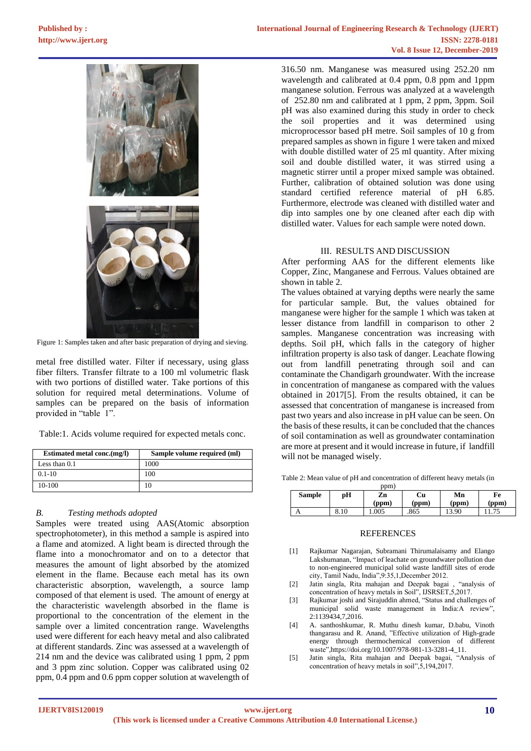Figure 1: Samples taken and after basic preparation of drying and sieving.

metal free distilled water. Filter if necessary, using glass fiber filters. Transfer filtrate to a 100 ml volumetric flask with two portions of distilled water. Take portions of this solution for required metal determinations. Volume of samples can be prepared on the basis of information provided in "table 1".

Table:1. Acids volume required for expected metals conc.

| Estimated metal conc.(mg/l) | Sample volume required (ml) |
|---|---|
| Less than 0.1 | 1000 |
| 0.1-10 | 100 |
| 10-100 | 10 |

### *B. Testing methods adopted*

Samples were treated using AAS(Atomic absorption spectrophotometer), in this method a sample is aspired into a flame and atomized. A light beam is directed through the flame into a monochromator and on to a detector that measures the amount of light absorbed by the atomized element in the flame. Because each metal has its own characteristic absorption, wavelength, a source lamp composed of that element is used. The amount of energy at the characteristic wavelength absorbed in the flame is proportional to the concentration of the element in the sample over a limited concentration range. Wavelengths used were different for each heavy metal and also calibrated at different standards. Zinc was assessed at a wavelength of 214 nm and the device was calibrated using 1 ppm, 2 ppm and 3 ppm zinc solution. Copper was calibrated using 02 ppm, 0.4 ppm and 0.6 ppm copper solution at wavelength of 316.50 nm. Manganese was measured using 252.20 nm wavelength and calibrated at 0.4 ppm, 0.8 ppm and 1ppm manganese solution. Ferrous was analyzed at a wavelength of 252.80 nm and calibrated at 1 ppm, 2 ppm, 3ppm. Soil pH was also examined during this study in order to check the soil properties and it was determined using microprocessor based pH metre. Soil samples of 10 g from prepared samples as shown in figure 1 were taken and mixed with double distilled water of 25 ml quantity. After mixing soil and double distilled water, it was stirred using a magnetic stirrer until a proper mixed sample was obtained. Further, calibration of obtained solution was done using standard certified reference material of pH 6.85. Furthermore, electrode was cleaned with distilled water and dip into samples one by one cleaned after each dip with distilled water. Values for each sample were noted down.

## III. RESULTS AND DISCUSSION

After performing AAS for the different elements like Copper, Zinc, Manganese and Ferrous. Values obtained are shown in table 2.

The values obtained at varying depths were nearly the same for particular sample. But, the values obtained for manganese were higher for the sample 1 which was taken at lesser distance from landfill in comparison to other 2 samples. Manganese concentration was increasing with depths. Soil pH, which falls in the category of higher infiltration property is also task of danger. Leachate flowing out from landfill penetrating through soil and can contaminate the Chandigarh groundwater. With the increase in concentration of manganese as compared with the values obtained in 2017[5]. From the results obtained, it can be assessed that concentration of manganese is increased from past two years and also increase in pH value can be seen. On the basis of these results, it can be concluded that the chances of soil contamination as well as groundwater contamination are more at present and it would increase in future, if landfill will not be managed wisely.

Table 2: Mean value of pH and concentration of different heavy metals (in ppm)

| Sample | pH | Zn (ppm) | Cu (ppm) | Mn (ppm) | Fe (ppm) |
|---|---|---|---|---|---|
| A | 8.10 | 1.005 | .865 | 13.90 | 11.75 |

## REFERENCES

[1] Rajkumar Nagarajan, Subramani Thirumalaisamy and Elango Lakshumanan, "Impact of leachate on groundwater pollution due to non-engineered municipal solid waste landfill sites of erode city, Tamil Nadu, India",9:35,1,December 2012.

[2] Jatin singla, Rita mahajan and Deepak bagai , "analysis of concentration of heavy metals in Soil", IJSRSET,5,2017.

[3] Rajkumar joshi and Sirajuddin ahmed, "Status and challenges of municipal solid waste management in India:A review", 2:1139434,7,2016.

[4] A. santhoshkumar, R. Muthu dinesh kumar, D.babu, Vinoth thangarasu and R. Anand, "Effective utilization of High-grade energy through thermochemical conversion of different waste",https://doi.org/10.1007/978-981-13-3281-4_11.

[5] Jatin singla, Rita mahajan and Deepak bagai, "Analysis of concentration of heavy metals in soil",5,194,2017.